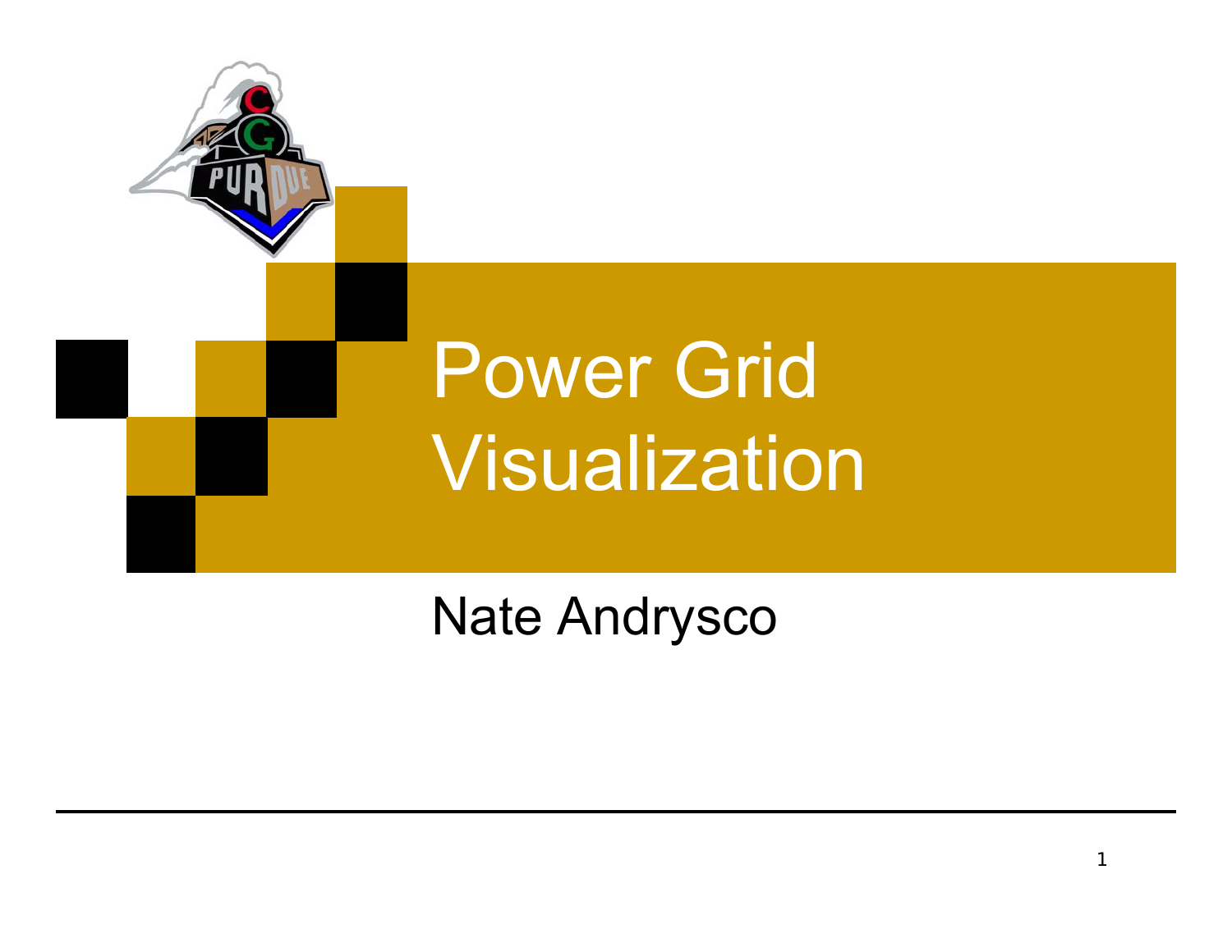# Power Grid Visualization

Nate Andrysco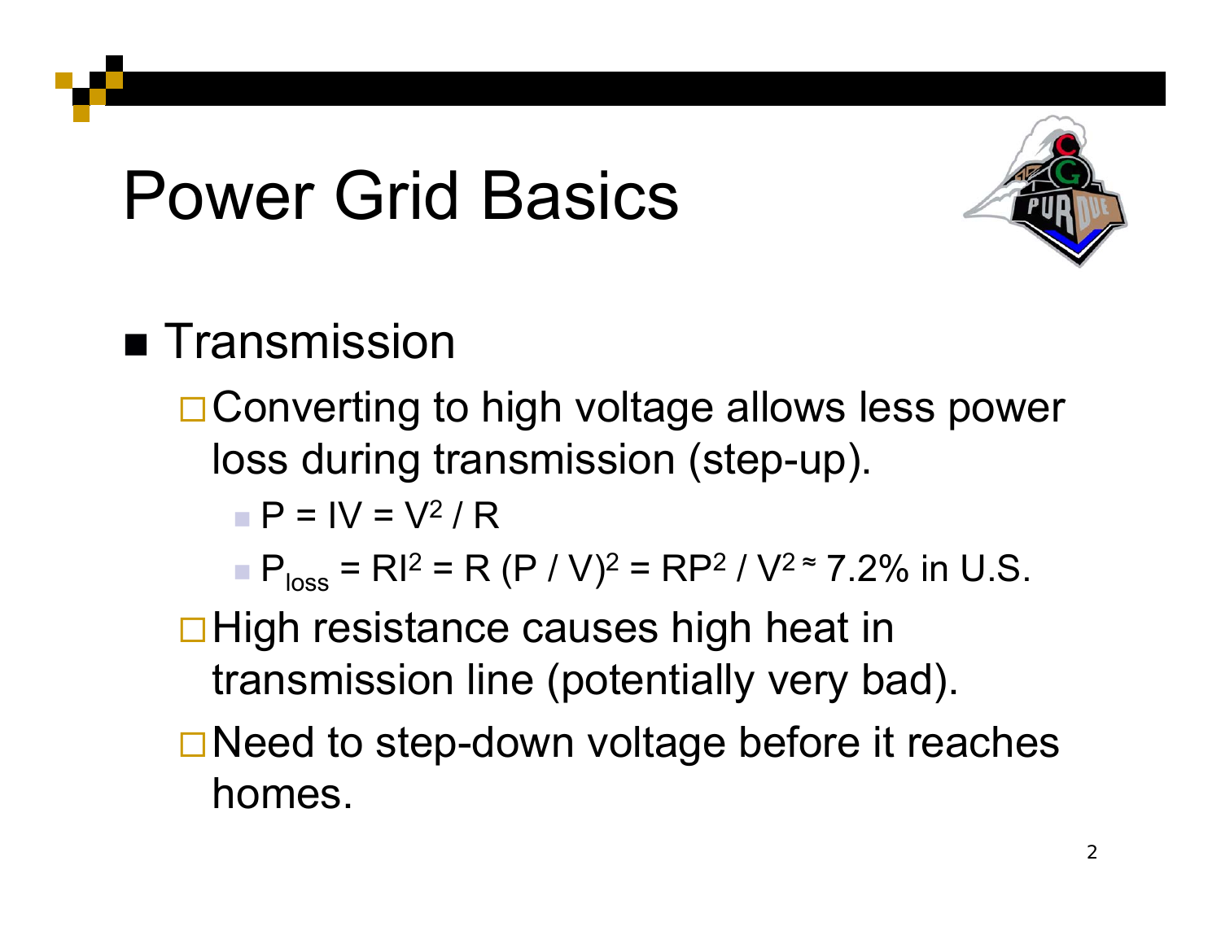# Power Grid Basics

- Transmission
  - Converting to high voltage allows less power loss during transmission (step-up).
    - $P = IV = V^2 / R$
    - $P_{loss} = RI^2 = R\,(P / V)^2 = RP^2 / V^2 \approx$ 7.2% in U.S.
  - High resistance causes high heat in transmission line (potentially very bad).
  - Need to step-down voltage before it reaches homes.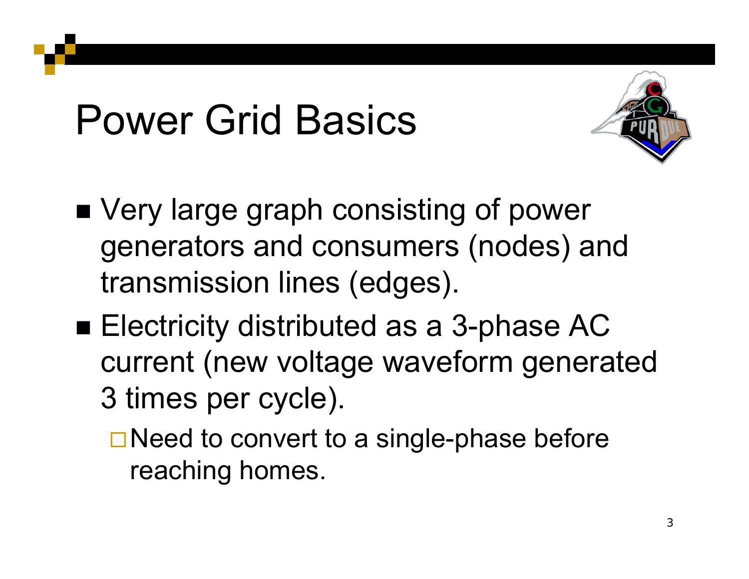# Power Grid Basics

- Very large graph consisting of power generators and consumers (nodes) and transmission lines (edges).
- Electricity distributed as a 3-phase AC current (new voltage waveform generated 3 times per cycle).
  - Need to convert to a single-phase before reaching homes.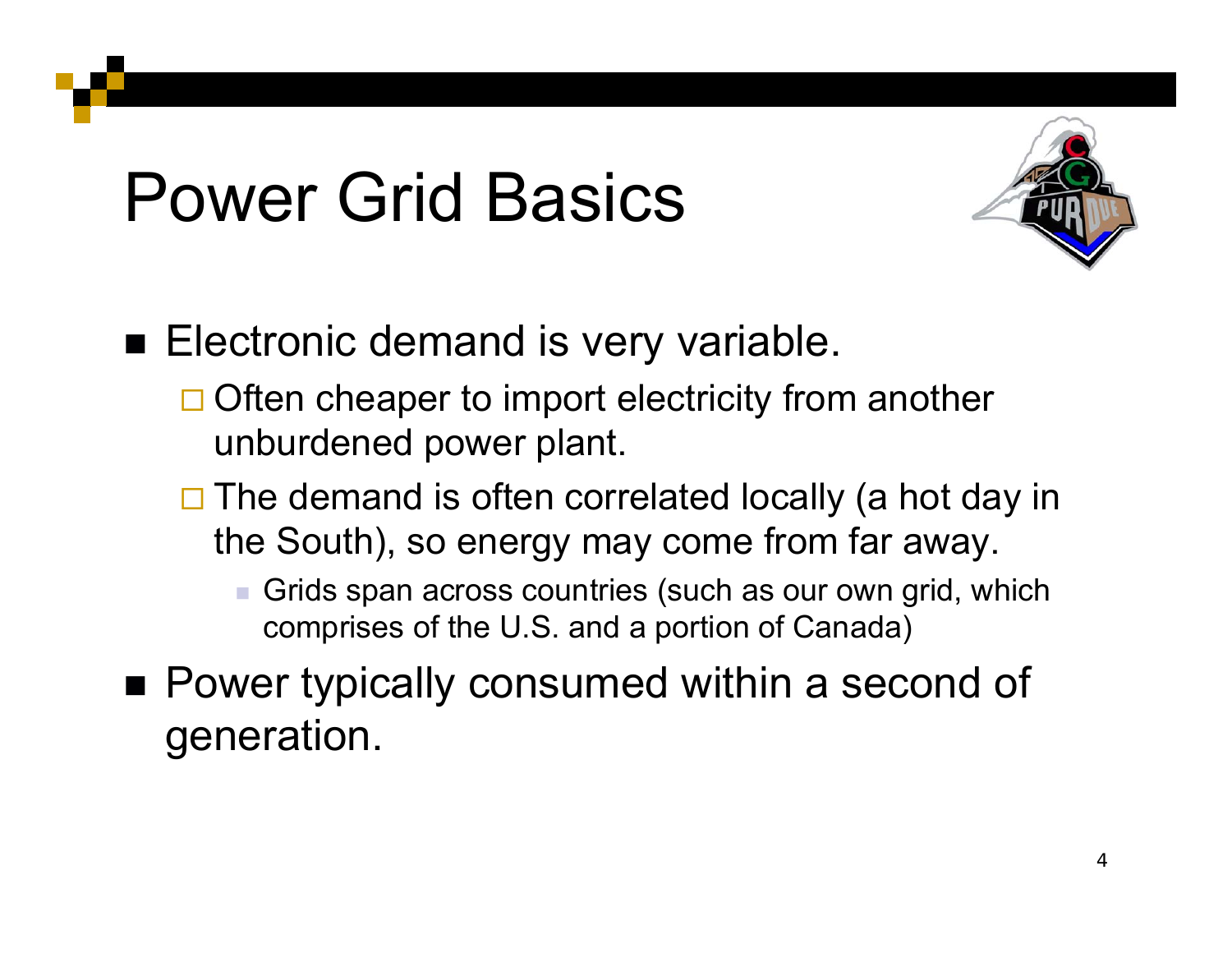# Power Grid Basics

- Electronic demand is very variable.
  - Often cheaper to import electricity from another unburdened power plant.
  - The demand is often correlated locally (a hot day in the South), so energy may come from far away.
    - Grids span across countries (such as our own grid, which comprises of the U.S. and a portion of Canada)
- Power typically consumed within a second of generation.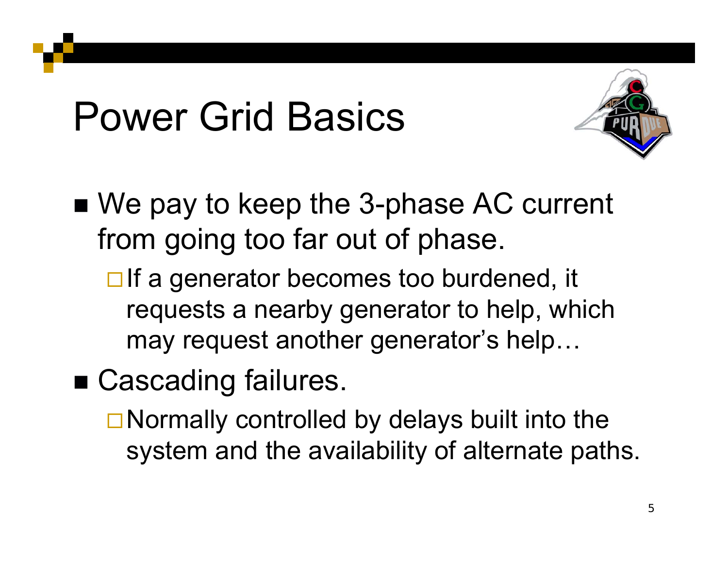# Power Grid Basics

- We pay to keep the 3-phase AC current from going too far out of phase.
  - If a generator becomes too burdened, it requests a nearby generator to help, which may request another generator's help…
- Cascading failures.
  - Normally controlled by delays built into the system and the availability of alternate paths.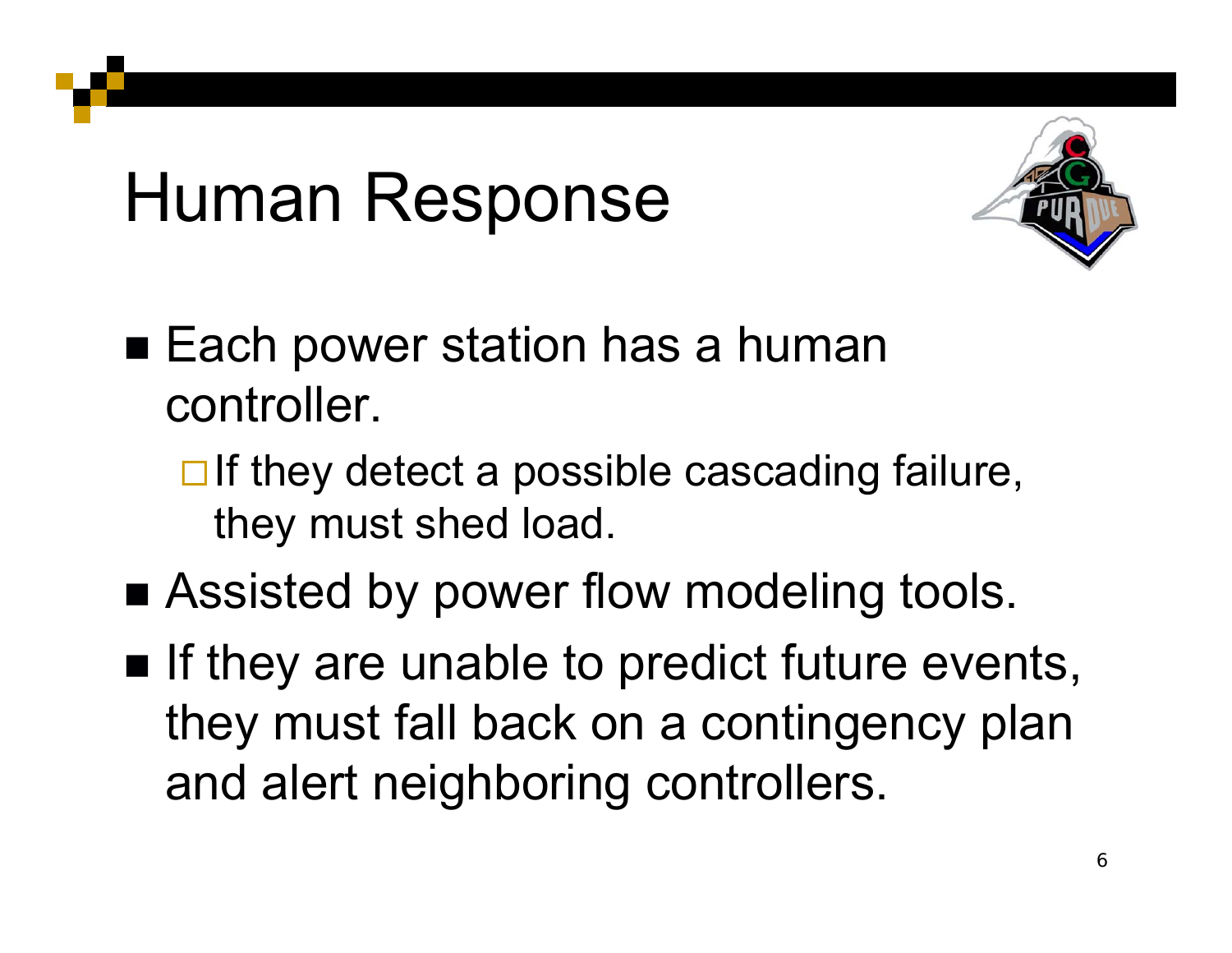# Human Response

- Each power station has a human controller.
  - If they detect a possible cascading failure, they must shed load.
- Assisted by power flow modeling tools.
- If they are unable to predict future events, they must fall back on a contingency plan and alert neighboring controllers.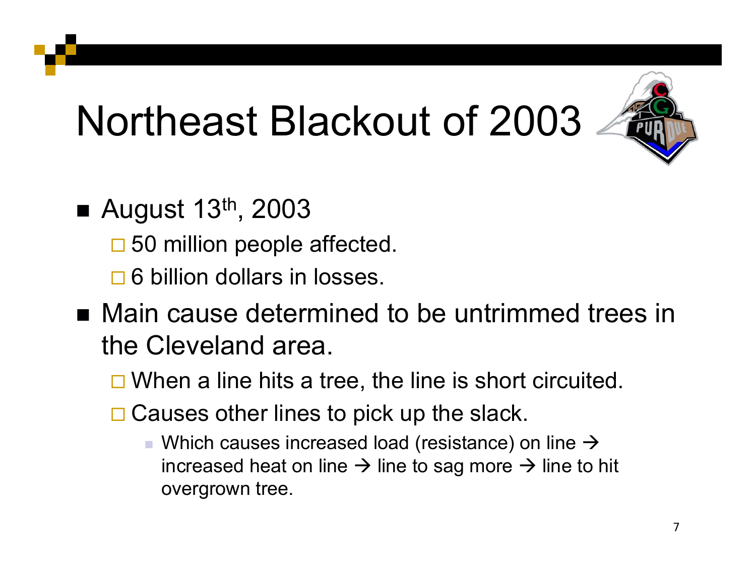# Northeast Blackout of 2003

- August 13th, 2003
  - 50 million people affected.
  - 6 billion dollars in losses.
- Main cause determined to be untrimmed trees in the Cleveland area.
  - When a line hits a tree, the line is short circuited.
  - Causes other lines to pick up the slack.
    - Which causes increased load (resistance) on line → increased heat on line → line to sag more → line to hit overgrown tree.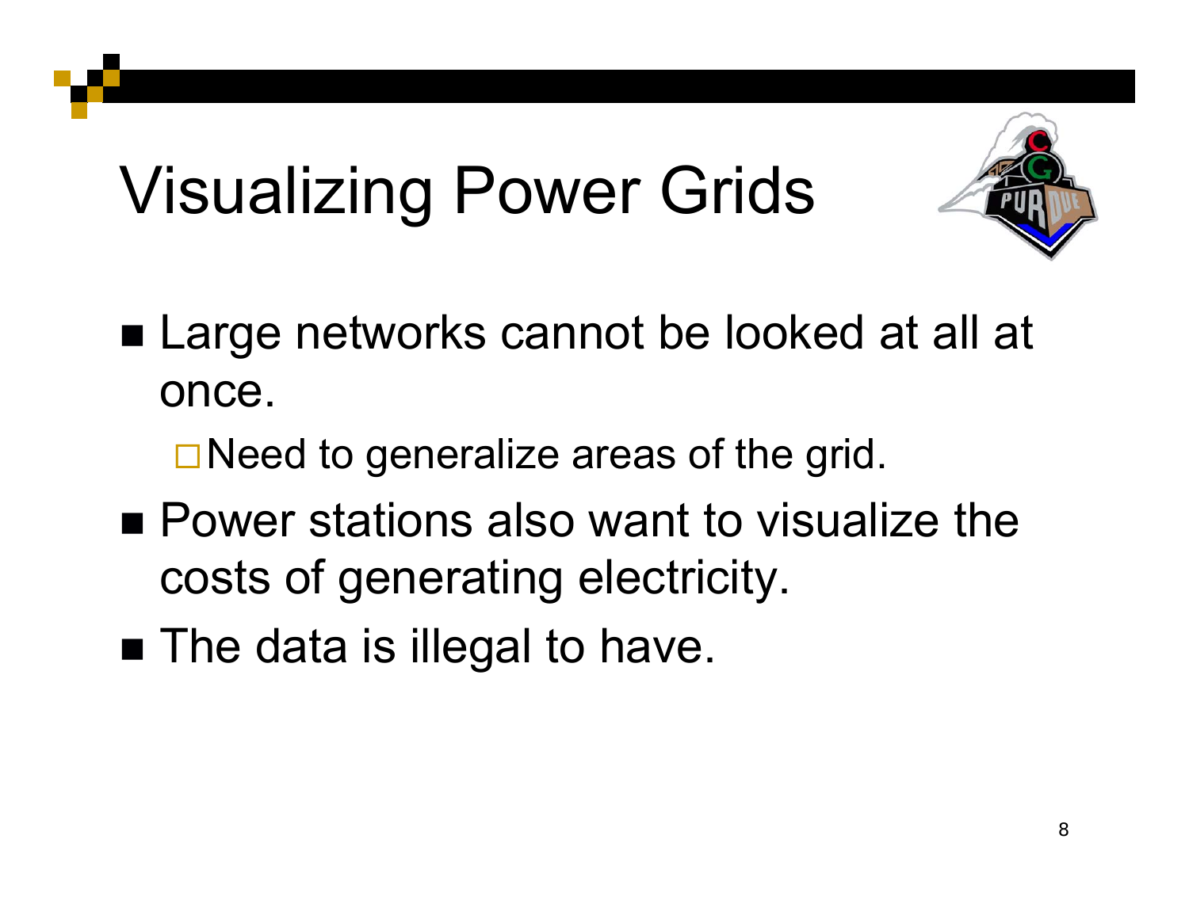# Visualizing Power Grids

- Large networks cannot be looked at all at once.
  - Need to generalize areas of the grid.
- Power stations also want to visualize the costs of generating electricity.
- The data is illegal to have.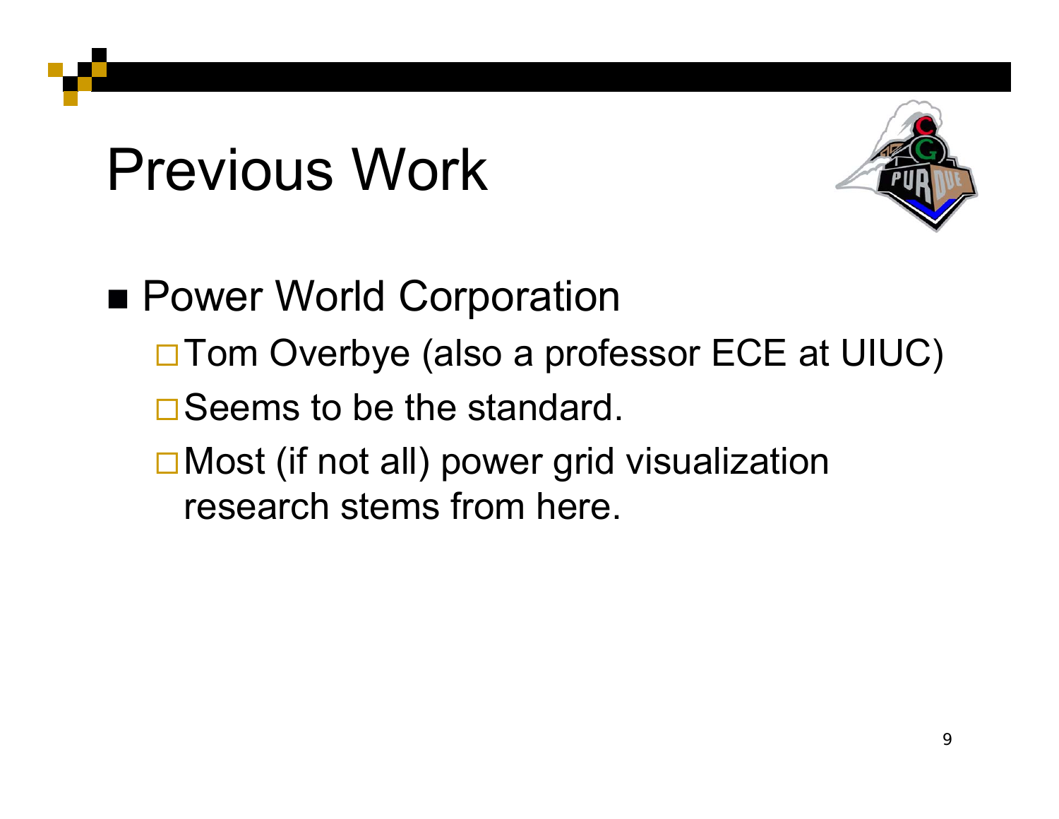# Previous Work

- Power World Corporation
  - Tom Overbye (also a professor ECE at UIUC)
  - Seems to be the standard.
  - Most (if not all) power grid visualization research stems from here.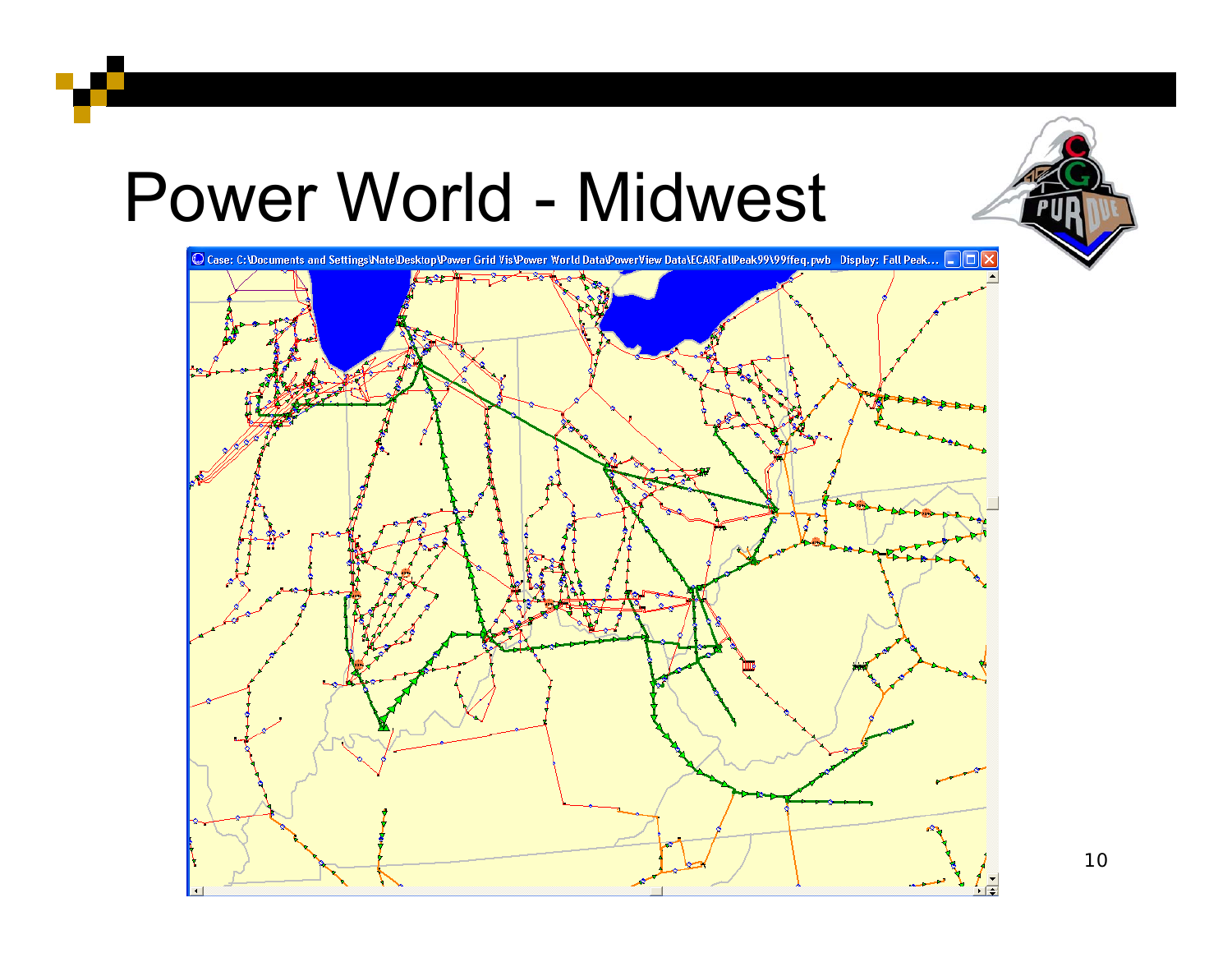# Power World - Midwest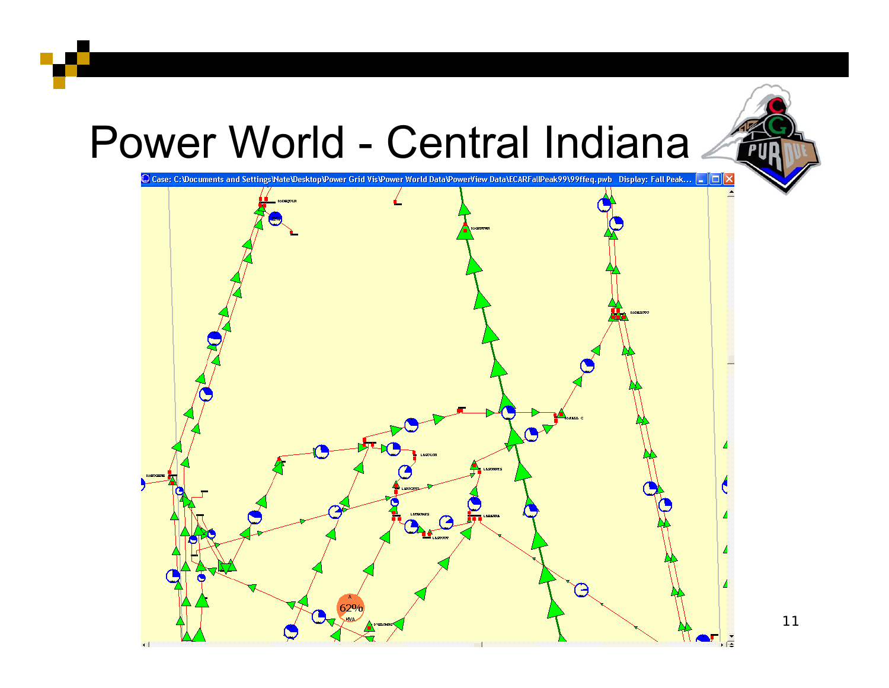# Power World - Central Indiana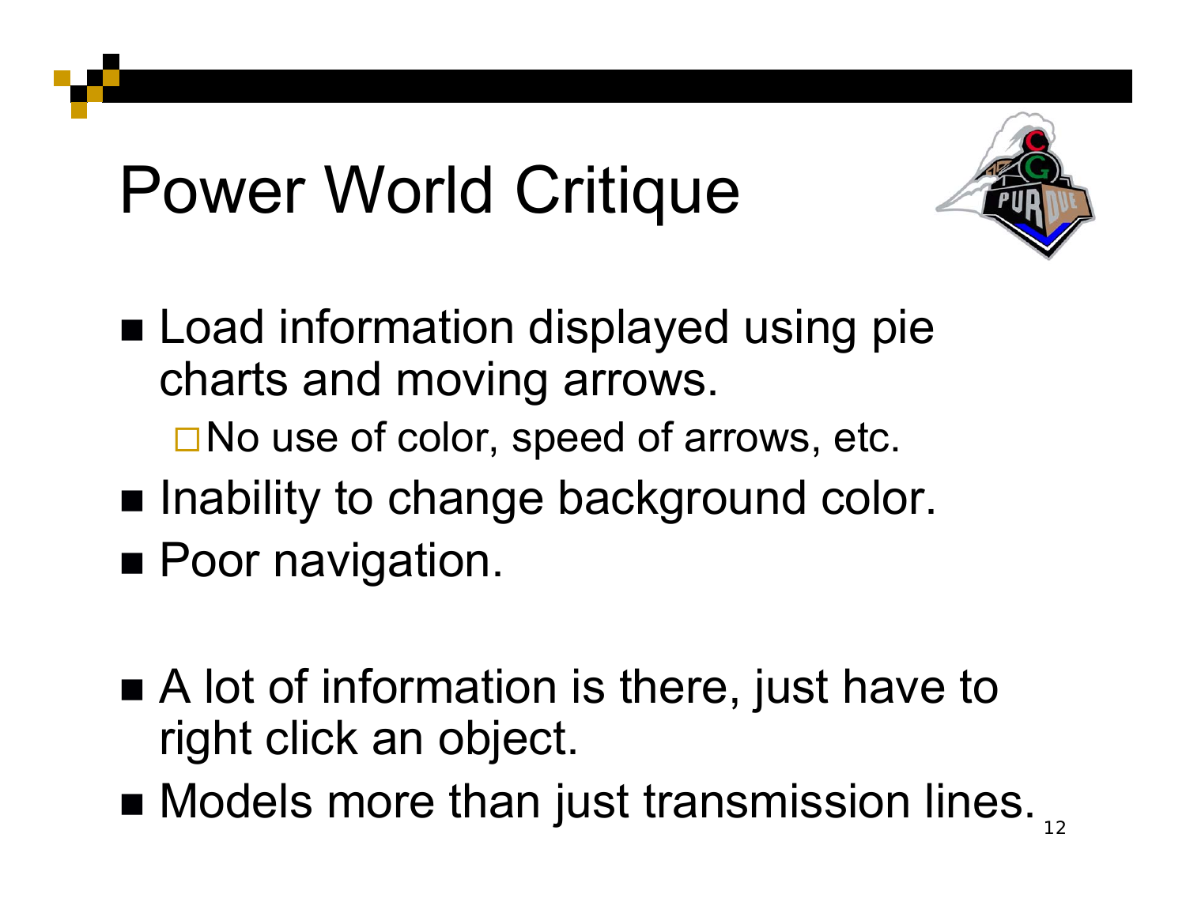# Power World Critique

- Load information displayed using pie charts and moving arrows.
  - No use of color, speed of arrows, etc.
- Inability to change background color.
- Poor navigation.

- A lot of information is there, just have to right click an object.
- Models more than just transmission lines.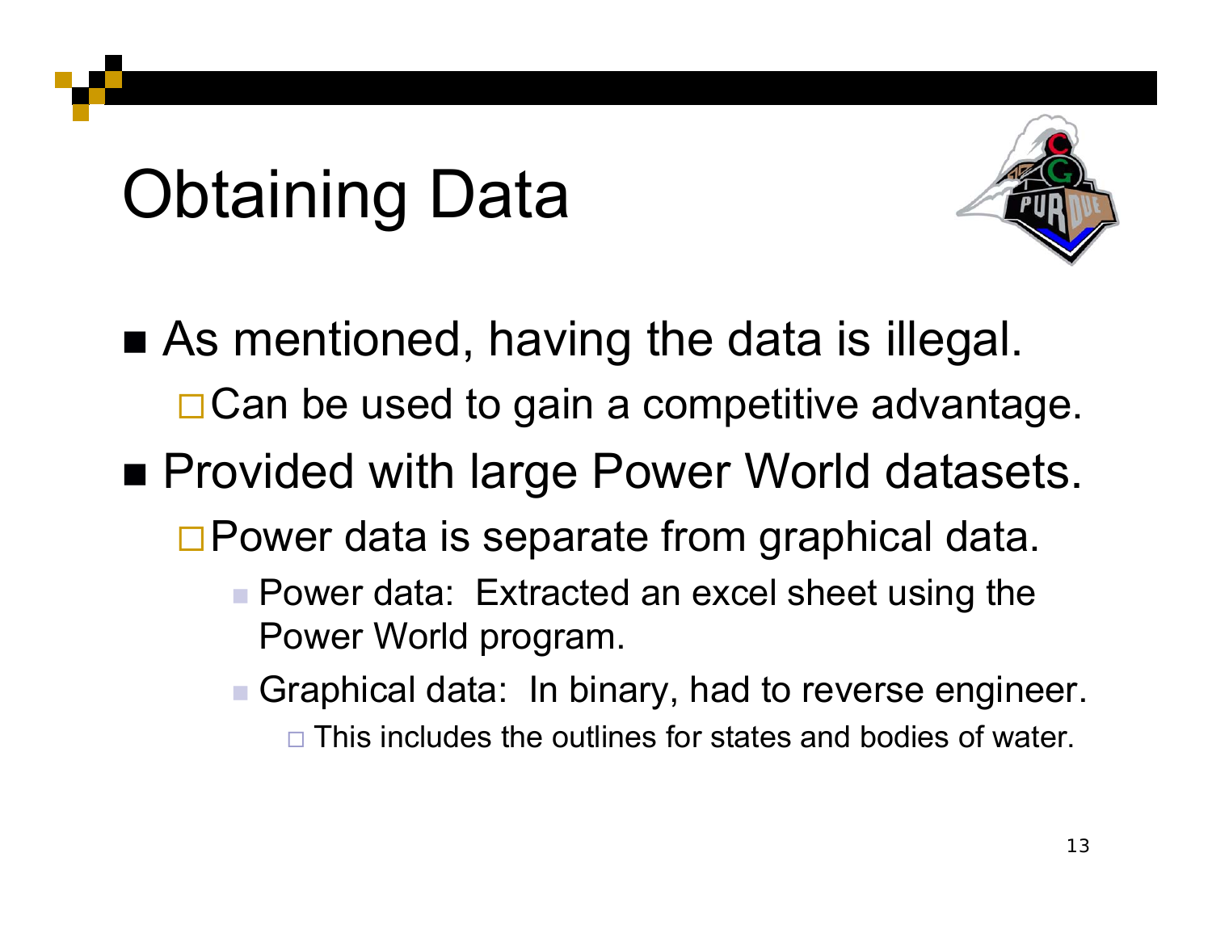# Obtaining Data

- As mentioned, having the data is illegal.
  - Can be used to gain a competitive advantage.
- Provided with large Power World datasets.
  - Power data is separate from graphical data.
    - Power data: Extracted an excel sheet using the Power World program.
    - Graphical data: In binary, had to reverse engineer.
      - This includes the outlines for states and bodies of water.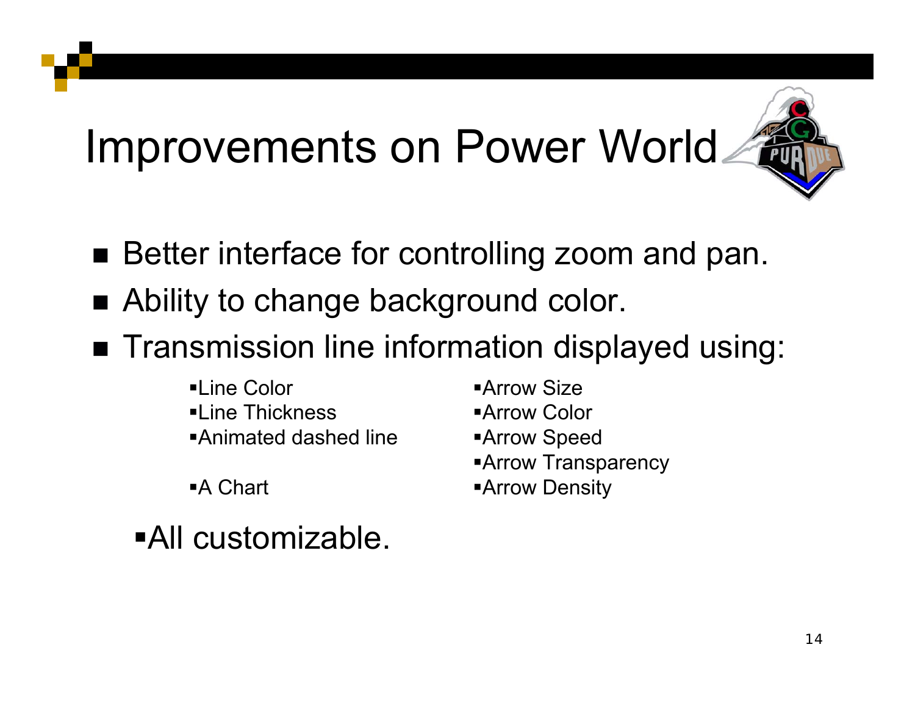# Improvements on Power World

- Better interface for controlling zoom and pan.
- Ability to change background color.
- Transmission line information displayed using:
  - Line Color
  - Line Thickness
  - Animated dashed line
  - A Chart
  - Arrow Size
  - Arrow Color
  - Arrow Speed
  - Arrow Transparency
  - Arrow Density
- All customizable.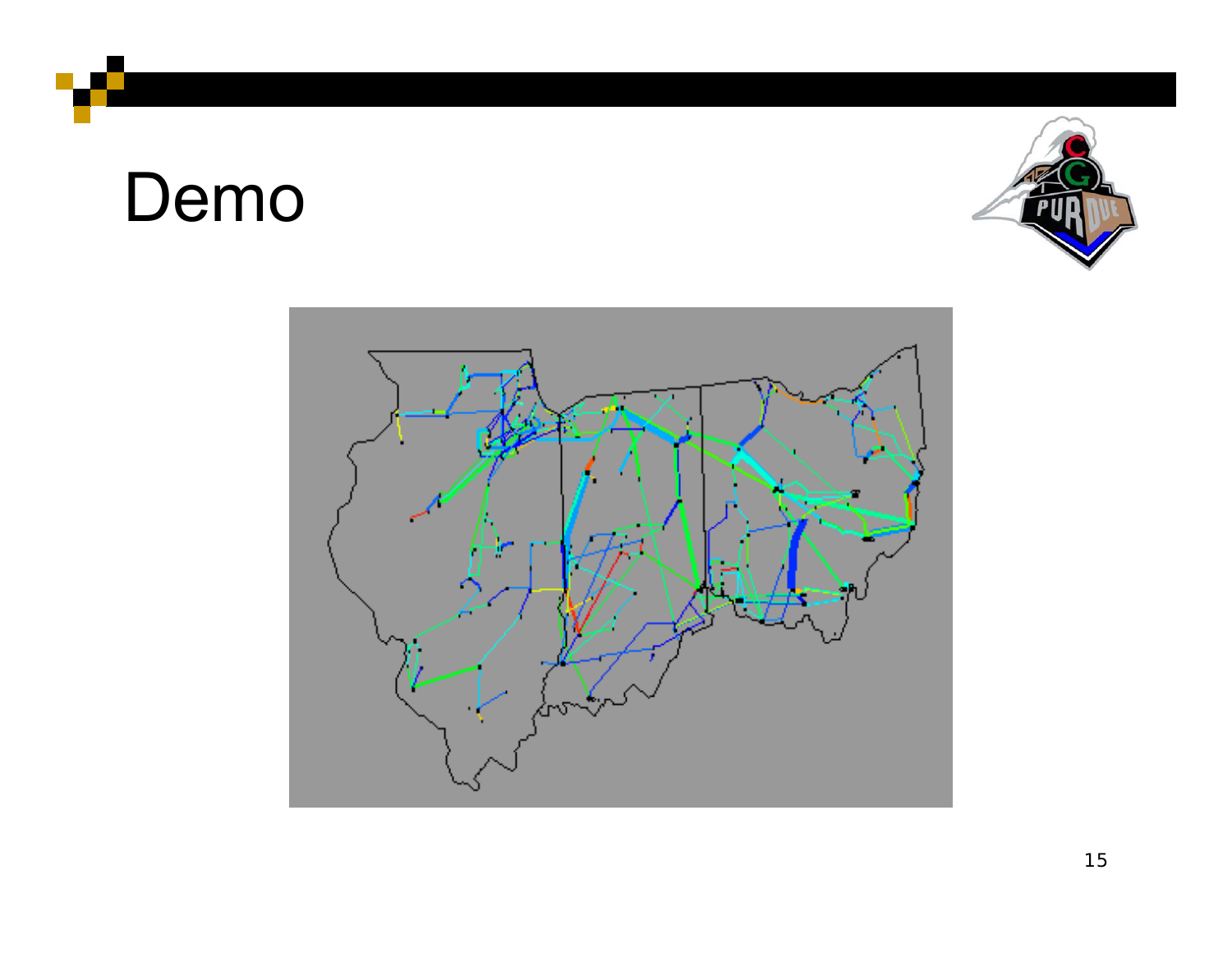# Demo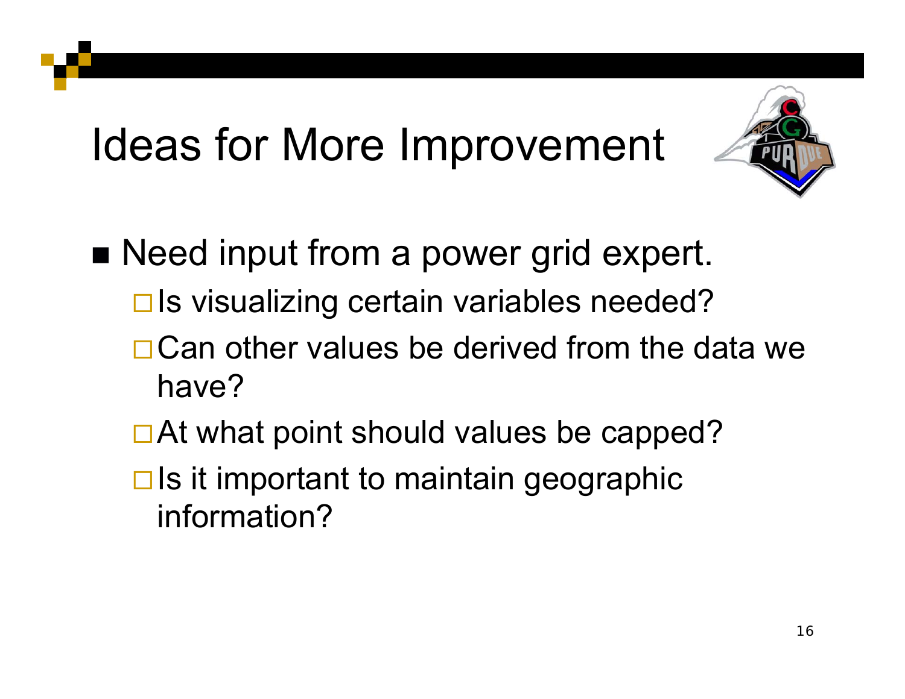# Ideas for More Improvement

- Need input from a power grid expert.
  - Is visualizing certain variables needed?
  - Can other values be derived from the data we have?
  - At what point should values be capped?
  - Is it important to maintain geographic information?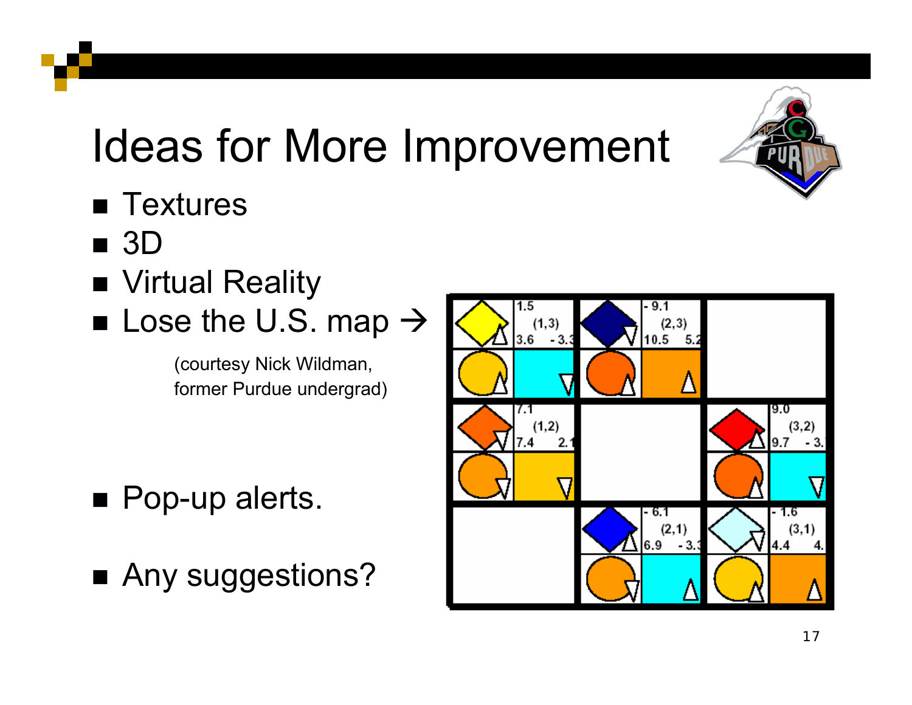# Ideas for More Improvement

- Textures
- 3D
- Virtual Reality
- Lose the U.S. map →

  (courtesy Nick Wildman, former Purdue undergrad)

- Pop-up alerts.
- Any suggestions?

1.5
(1,3)
3.6 - 3.3

- 9.1
(2,3)
10.5 5.2

7.1
(1,2)
7.4 2.1

9.0
(3,2)
9.7 - 3.

- 6.1
(2,1)
6.9 - 3.3

- 1.6
(3,1)
4.4 4.